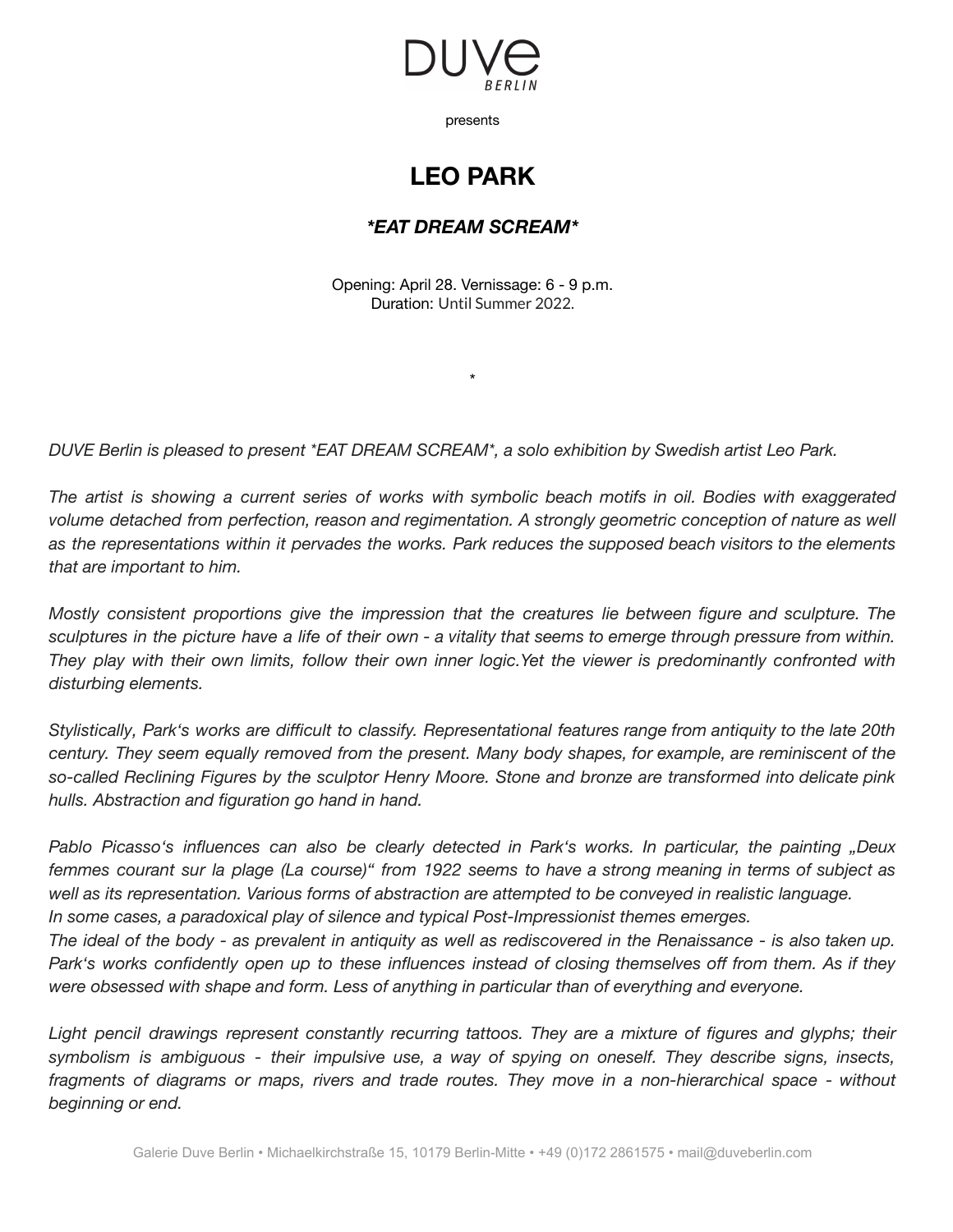DUVE
BERLIN

presents

# LEO PARK

## *\*EAT DREAM SCREAM\**

Opening: April 28. Vernissage: 6 - 9 p.m.
Duration: Until Summer 2022.

*

*DUVE Berlin is pleased to present *EAT DREAM SCREAM*, a solo exhibition by Swedish artist Leo Park.*

*The artist is showing a current series of works with symbolic beach motifs in oil. Bodies with exaggerated volume detached from perfection, reason and regimentation. A strongly geometric conception of nature as well as the representations within it pervades the works. Park reduces the supposed beach visitors to the elements that are important to him.*

*Mostly consistent proportions give the impression that the creatures lie between figure and sculpture. The sculptures in the picture have a life of their own - a vitality that seems to emerge through pressure from within. They play with their own limits, follow their own inner logic.Yet the viewer is predominantly confronted with disturbing elements.*

*Stylistically, Park's works are difficult to classify. Representational features range from antiquity to the late 20th century. They seem equally removed from the present. Many body shapes, for example, are reminiscent of the so-called Reclining Figures by the sculptor Henry Moore. Stone and bronze are transformed into delicate pink hulls. Abstraction and figuration go hand in hand.*

*Pablo Picasso's influences can also be clearly detected in Park's works. In particular, the painting „Deux femmes courant sur la plage (La course)" from 1922 seems to have a strong meaning in terms of subject as well as its representation. Various forms of abstraction are attempted to be conveyed in realistic language.*
*In some cases, a paradoxical play of silence and typical Post-Impressionist themes emerges.*
*The ideal of the body - as prevalent in antiquity as well as rediscovered in the Renaissance - is also taken up. Park's works confidently open up to these influences instead of closing themselves off from them. As if they were obsessed with shape and form. Less of anything in particular than of everything and everyone.*

*Light pencil drawings represent constantly recurring tattoos. They are a mixture of figures and glyphs; their symbolism is ambiguous - their impulsive use, a way of spying on oneself. They describe signs, insects, fragments of diagrams or maps, rivers and trade routes. They move in a non-hierarchical space - without beginning or end.*

Galerie Duve Berlin • Michaelkirchstraße 15, 10179 Berlin-Mitte • +49 (0)172 2861575 • mail@duveberlin.com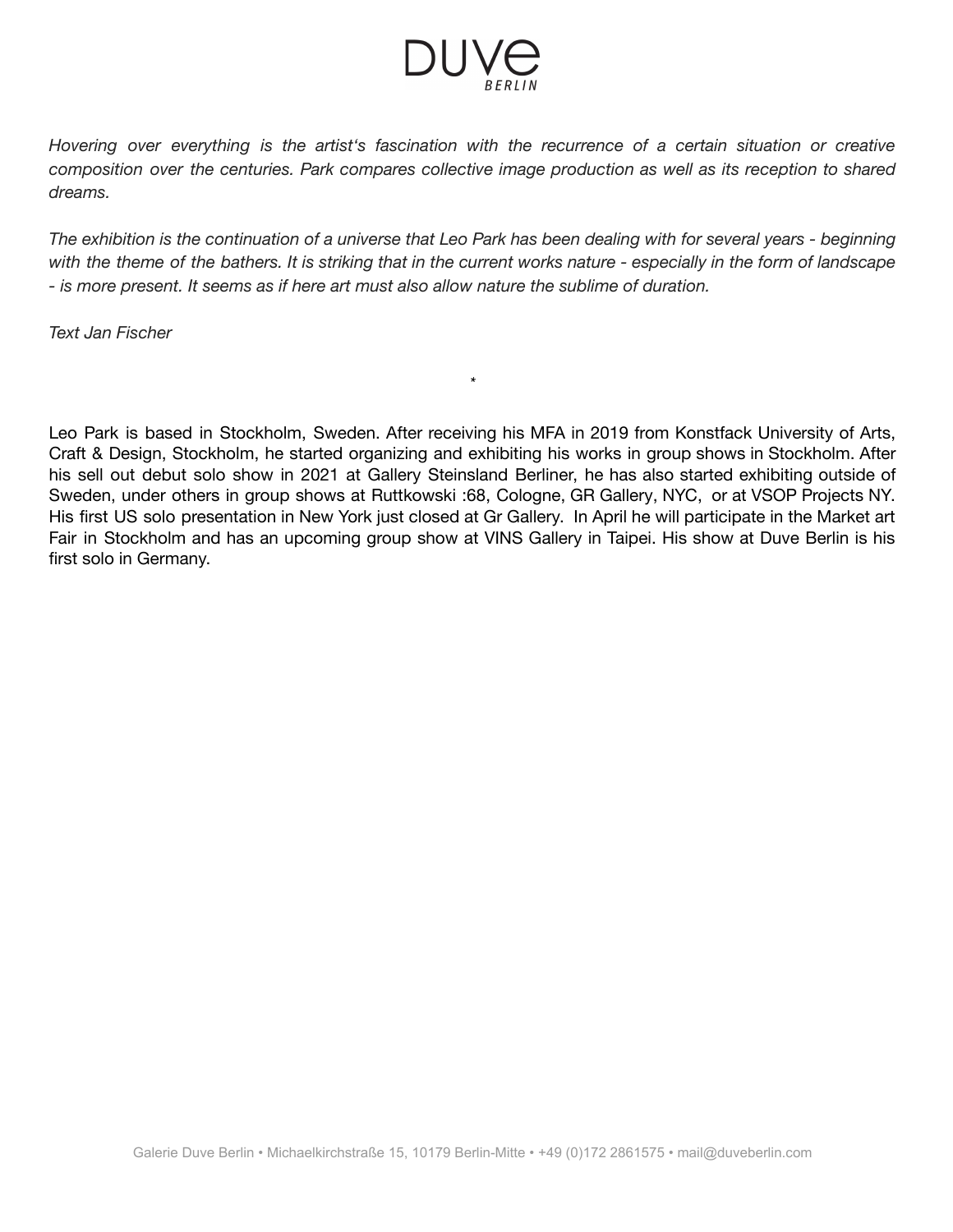*Hovering over everything is the artist's fascination with the recurrence of a certain situation or creative composition over the centuries. Park compares collective image production as well as its reception to shared dreams.*

*The exhibition is the continuation of a universe that Leo Park has been dealing with for several years - beginning with the theme of the bathers. It is striking that in the current works nature - especially in the form of landscape - is more present. It seems as if here art must also allow nature the sublime of duration.*

*Text Jan Fischer*

*

Leo Park is based in Stockholm, Sweden. After receiving his MFA in 2019 from Konstfack University of Arts, Craft & Design, Stockholm, he started organizing and exhibiting his works in group shows in Stockholm. After his sell out debut solo show in 2021 at Gallery Steinsland Berliner, he has also started exhibiting outside of Sweden, under others in group shows at Ruttkowski :68, Cologne, GR Gallery, NYC, or at VSOP Projects NY. His first US solo presentation in New York just closed at Gr Gallery. In April he will participate in the Market art Fair in Stockholm and has an upcoming group show at VINS Gallery in Taipei. His show at Duve Berlin is his first solo in Germany.